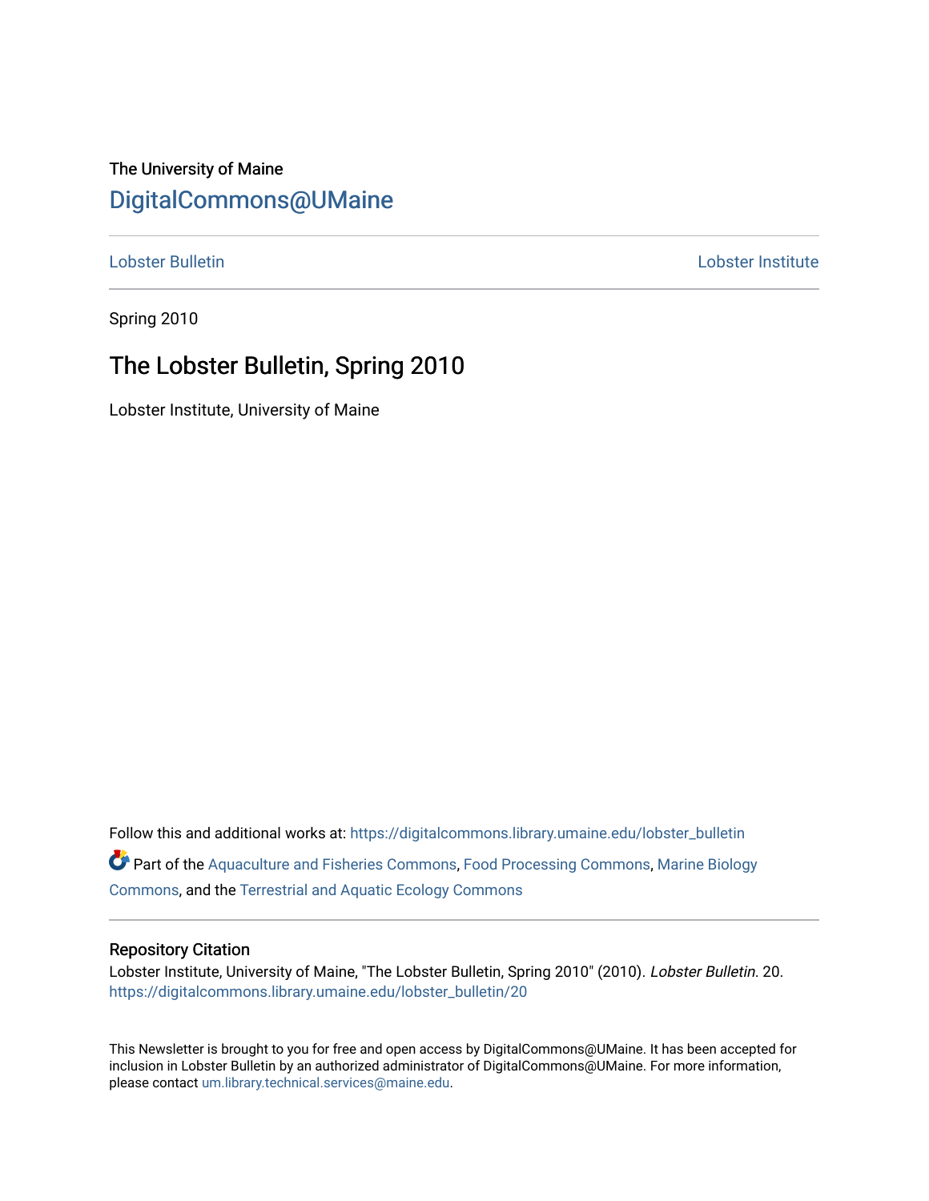The University of Maine

# DigitalCommons@UMaine

Lobster Bulletin | Lobster Institute

Spring 2010

## The Lobster Bulletin, Spring 2010

Lobster Institute, University of Maine

Follow this and additional works at: https://digitalcommons.library.umaine.edu/lobster_bulletin

Part of the Aquaculture and Fisheries Commons, Food Processing Commons, Marine Biology Commons, and the Terrestrial and Aquatic Ecology Commons

### Repository Citation

Lobster Institute, University of Maine, "The Lobster Bulletin, Spring 2010" (2010). *Lobster Bulletin*. 20.
https://digitalcommons.library.umaine.edu/lobster_bulletin/20

This Newsletter is brought to you for free and open access by DigitalCommons@UMaine. It has been accepted for inclusion in Lobster Bulletin by an authorized administrator of DigitalCommons@UMaine. For more information, please contact um.library.technical.services@maine.edu.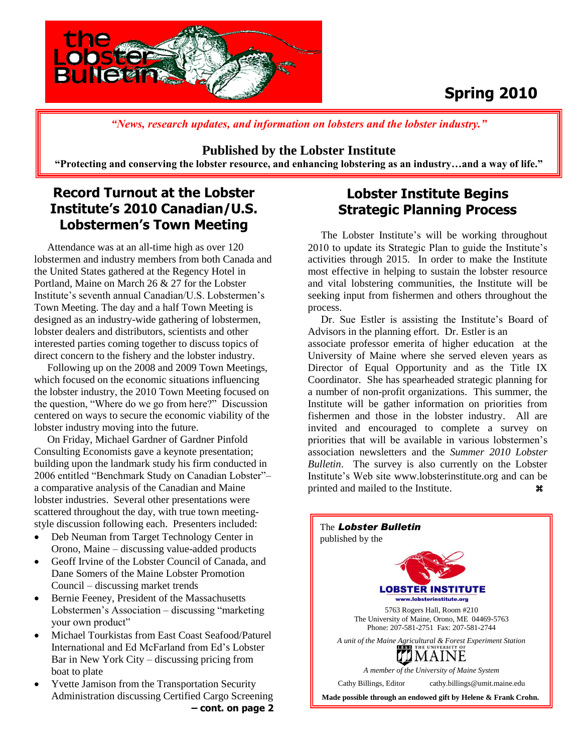# the Lobster Bulletin

**Spring 2010**

*"News, research updates, and information on lobsters and the lobster industry."*

**Published by the Lobster Institute**

**"Protecting and conserving the lobster resource, and enhancing lobstering as an industry…and a way of life."**

## Record Turnout at the Lobster Institute's 2010 Canadian/U.S. Lobstermen's Town Meeting

Attendance was at an all-time high as over 120 lobstermen and industry members from both Canada and the United States gathered at the Regency Hotel in Portland, Maine on March 26 & 27 for the Lobster Institute's seventh annual Canadian/U.S. Lobstermen's Town Meeting. The day and a half Town Meeting is designed as an industry-wide gathering of lobstermen, lobster dealers and distributors, scientists and other interested parties coming together to discuss topics of direct concern to the fishery and the lobster industry.

Following up on the 2008 and 2009 Town Meetings, which focused on the economic situations influencing the lobster industry, the 2010 Town Meeting focused on the question, "Where do we go from here?" Discussion centered on ways to secure the economic viability of the lobster industry moving into the future.

On Friday, Michael Gardner of Gardner Pinfold Consulting Economists gave a keynote presentation; building upon the landmark study his firm conducted in 2006 entitled "Benchmark Study on Canadian Lobster"– a comparative analysis of the Canadian and Maine lobster industries. Several other presentations were scattered throughout the day, with true town meeting-style discussion following each. Presenters included:

- Deb Neuman from Target Technology Center in Orono, Maine – discussing value-added products
- Geoff Irvine of the Lobster Council of Canada, and Dane Somers of the Maine Lobster Promotion Council – discussing market trends
- Bernie Feeney, President of the Massachusetts Lobstermen's Association – discussing "marketing your own product"
- Michael Tourkistas from East Coast Seafood/Paturel International and Ed McFarland from Ed's Lobster Bar in New York City – discussing pricing from boat to plate
- Yvette Jamison from the Transportation Security Administration discussing Certified Cargo Screening

**– cont. on page 2**

## Lobster Institute Begins Strategic Planning Process

The Lobster Institute's will be working throughout 2010 to update its Strategic Plan to guide the Institute's activities through 2015. In order to make the Institute most effective in helping to sustain the lobster resource and vital lobstering communities, the Institute will be seeking input from fishermen and others throughout the process.

Dr. Sue Estler is assisting the Institute's Board of Advisors in the planning effort. Dr. Estler is an associate professor emerita of higher education at the University of Maine where she served eleven years as Director of Equal Opportunity and as the Title IX Coordinator. She has spearheaded strategic planning for a number of non-profit organizations. This summer, the Institute will be gather information on priorities from fishermen and those in the lobster industry. All are invited and encouraged to complete a survey on priorities that will be available in various lobstermen's association newsletters and the *Summer 2010 Lobster Bulletin*. The survey is also currently on the Lobster Institute's Web site www.lobsterinstitute.org and can be printed and mailed to the Institute. ⌘

---

The ***Lobster Bulletin*** published by the

**LOBSTER INSTITUTE**
www.lobsterinstitute.org

5763 Rogers Hall, Room #210
The University of Maine, Orono, ME 04469-5763
Phone: 207-581-2751 Fax: 207-581-2744

*A unit of the Maine Agricultural & Forest Experiment Station*

THE UNIVERSITY OF MAINE

*A member of the University of Maine System*

Cathy Billings, Editor cathy.billings@umit.maine.edu

**Made possible through an endowed gift by Helene & Frank Crohn.**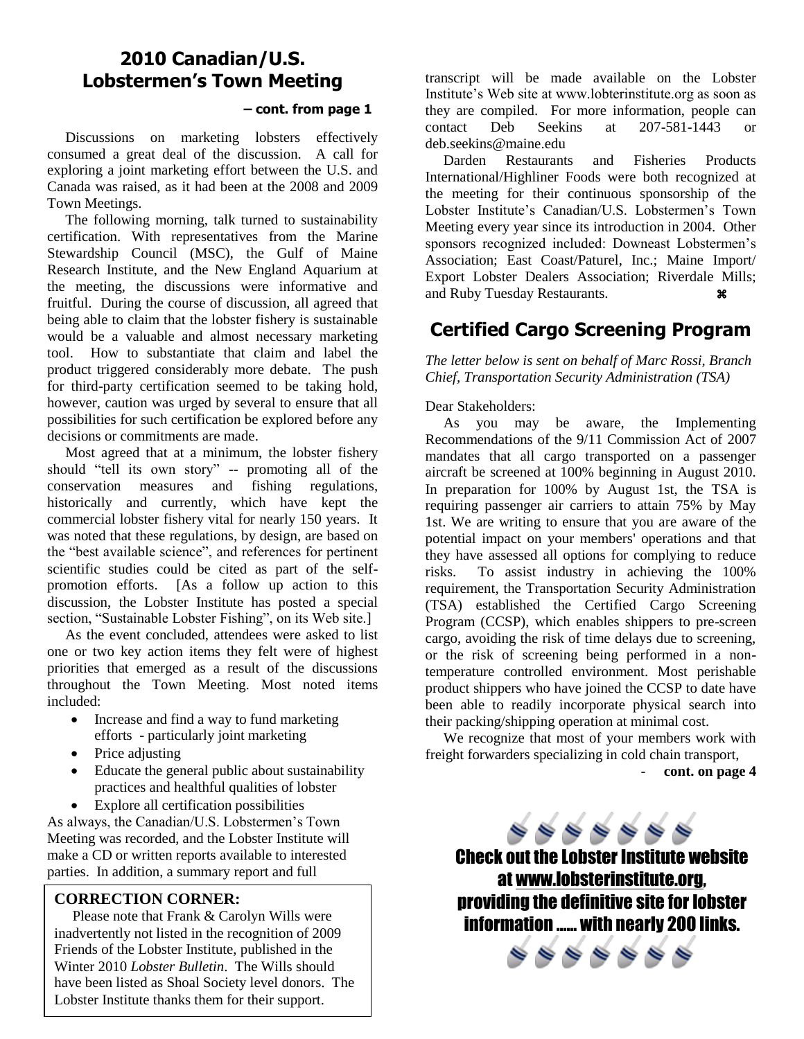## 2010 Canadian/U.S. Lobstermen's Town Meeting

**– cont. from page 1**

Discussions on marketing lobsters effectively consumed a great deal of the discussion. A call for exploring a joint marketing effort between the U.S. and Canada was raised, as it had been at the 2008 and 2009 Town Meetings.

The following morning, talk turned to sustainability certification. With representatives from the Marine Stewardship Council (MSC), the Gulf of Maine Research Institute, and the New England Aquarium at the meeting, the discussions were informative and fruitful. During the course of discussion, all agreed that being able to claim that the lobster fishery is sustainable would be a valuable and almost necessary marketing tool. How to substantiate that claim and label the product triggered considerably more debate. The push for third-party certification seemed to be taking hold, however, caution was urged by several to ensure that all possibilities for such certification be explored before any decisions or commitments are made.

Most agreed that at a minimum, the lobster fishery should "tell its own story" -- promoting all of the conservation measures and fishing regulations, historically and currently, which have kept the commercial lobster fishery vital for nearly 150 years. It was noted that these regulations, by design, are based on the "best available science", and references for pertinent scientific studies could be cited as part of the self-promotion efforts. [As a follow up action to this discussion, the Lobster Institute has posted a special section, "Sustainable Lobster Fishing", on its Web site.]

As the event concluded, attendees were asked to list one or two key action items they felt were of highest priorities that emerged as a result of the discussions throughout the Town Meeting. Most noted items included:

- Increase and find a way to fund marketing efforts - particularly joint marketing
- Price adjusting
- Educate the general public about sustainability practices and healthful qualities of lobster
- Explore all certification possibilities

As always, the Canadian/U.S. Lobstermen's Town Meeting was recorded, and the Lobster Institute will make a CD or written reports available to interested parties. In addition, a summary report and full transcript will be made available on the Lobster Institute's Web site at www.lobterinstitute.org as soon as they are compiled. For more information, people can contact Deb Seekins at 207-581-1443 or deb.seekins@maine.edu

Darden Restaurants and Fisheries Products International/Highliner Foods were both recognized at the meeting for their continuous sponsorship of the Lobster Institute's Canadian/U.S. Lobstermen's Town Meeting every year since its introduction in 2004. Other sponsors recognized included: Downeast Lobstermen's Association; East Coast/Paturel, Inc.; Maine Import/Export Lobster Dealers Association; Riverdale Mills; and Ruby Tuesday Restaurants. ⌘

**CORRECTION CORNER:**

Please note that Frank & Carolyn Wills were inadvertently not listed in the recognition of 2009 Friends of the Lobster Institute, published in the Winter 2010 *Lobster Bulletin*. The Wills should have been listed as Shoal Society level donors. The Lobster Institute thanks them for their support.

## Certified Cargo Screening Program

*The letter below is sent on behalf of Marc Rossi, Branch Chief, Transportation Security Administration (TSA)*

Dear Stakeholders:

As you may be aware, the Implementing Recommendations of the 9/11 Commission Act of 2007 mandates that all cargo transported on a passenger aircraft be screened at 100% beginning in August 2010. In preparation for 100% by August 1st, the TSA is requiring passenger air carriers to attain 75% by May 1st. We are writing to ensure that you are aware of the potential impact on your members' operations and that they have assessed all options for complying to reduce risks. To assist industry in achieving the 100% requirement, the Transportation Security Administration (TSA) established the Certified Cargo Screening Program (CCSP), which enables shippers to pre-screen cargo, avoiding the risk of time delays due to screening, or the risk of screening being performed in a non-temperature controlled environment. Most perishable product shippers who have joined the CCSP to date have been able to readily incorporate physical search into their packing/shipping operation at minimal cost.

We recognize that most of your members work with freight forwarders specializing in cold chain transport,

**- cont. on page 4**

**Check out the Lobster Institute website at www.lobsterinstitute.org, providing the definitive site for lobster information …… with nearly 200 links.**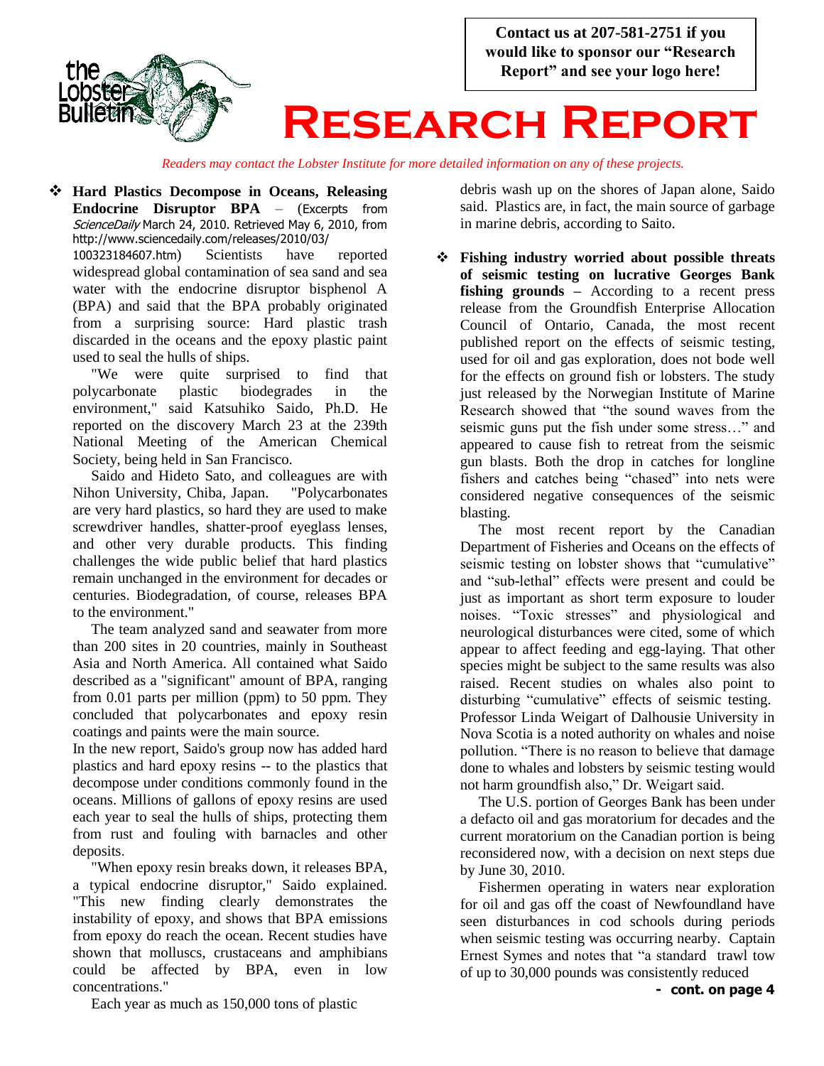Contact us at 207-581-2751 if you would like to sponsor our "Research Report" and see your logo here!

# Research Report

*Readers may contact the Lobster Institute for more detailed information on any of these projects.*

- **Hard Plastics Decompose in Oceans, Releasing Endocrine Disruptor BPA** – (Excerpts from *ScienceDaily* March 24, 2010. Retrieved May 6, 2010, from http://www.sciencedaily.com/releases/2010/03/100323184607.htm) Scientists have reported widespread global contamination of sea sand and sea water with the endocrine disruptor bisphenol A (BPA) and said that the BPA probably originated from a surprising source: Hard plastic trash discarded in the oceans and the epoxy plastic paint used to seal the hulls of ships.

  "We were quite surprised to find that polycarbonate plastic biodegrades in the environment," said Katsuhiko Saido, Ph.D. He reported on the discovery March 23 at the 239th National Meeting of the American Chemical Society, being held in San Francisco.

  Saido and Hideto Sato, and colleagues are with Nihon University, Chiba, Japan. "Polycarbonates are very hard plastics, so hard they are used to make screwdriver handles, shatter-proof eyeglass lenses, and other very durable products. This finding challenges the wide public belief that hard plastics remain unchanged in the environment for decades or centuries. Biodegradation, of course, releases BPA to the environment."

  The team analyzed sand and seawater from more than 200 sites in 20 countries, mainly in Southeast Asia and North America. All contained what Saido described as a "significant" amount of BPA, ranging from 0.01 parts per million (ppm) to 50 ppm. They concluded that polycarbonates and epoxy resin coatings and paints were the main source.

  In the new report, Saido's group now has added hard plastics and hard epoxy resins -- to the plastics that decompose under conditions commonly found in the oceans. Millions of gallons of epoxy resins are used each year to seal the hulls of ships, protecting them from rust and fouling with barnacles and other deposits.

  "When epoxy resin breaks down, it releases BPA, a typical endocrine disruptor," Saido explained. "This new finding clearly demonstrates the instability of epoxy, and shows that BPA emissions from epoxy do reach the ocean. Recent studies have shown that molluscs, crustaceans and amphibians could be affected by BPA, even in low concentrations."

  Each year as much as 150,000 tons of plastic debris wash up on the shores of Japan alone, Saido said. Plastics are, in fact, the main source of garbage in marine debris, according to Saito.

- **Fishing industry worried about possible threats of seismic testing on lucrative Georges Bank fishing grounds** – According to a recent press release from the Groundfish Enterprise Allocation Council of Ontario, Canada, the most recent published report on the effects of seismic testing, used for oil and gas exploration, does not bode well for the effects on ground fish or lobsters. The study just released by the Norwegian Institute of Marine Research showed that "the sound waves from the seismic guns put the fish under some stress…" and appeared to cause fish to retreat from the seismic gun blasts. Both the drop in catches for longline fishers and catches being "chased" into nets were considered negative consequences of the seismic blasting.

  The most recent report by the Canadian Department of Fisheries and Oceans on the effects of seismic testing on lobster shows that "cumulative" and "sub-lethal" effects were present and could be just as important as short term exposure to louder noises. "Toxic stresses" and physiological and neurological disturbances were cited, some of which appear to affect feeding and egg-laying. That other species might be subject to the same results was also raised. Recent studies on whales also point to disturbing "cumulative" effects of seismic testing. Professor Linda Weigart of Dalhousie University in Nova Scotia is a noted authority on whales and noise pollution. "There is no reason to believe that damage done to whales and lobsters by seismic testing would not harm groundfish also," Dr. Weigart said.

  The U.S. portion of Georges Bank has been under a defacto oil and gas moratorium for decades and the current moratorium on the Canadian portion is being reconsidered now, with a decision on next steps due by June 30, 2010.

  Fishermen operating in waters near exploration for oil and gas off the coast of Newfoundland have seen disturbances in cod schools during periods when seismic testing was occurring nearby. Captain Ernest Symes and notes that "a standard trawl tow of up to 30,000 pounds was consistently reduced

**- cont. on page 4**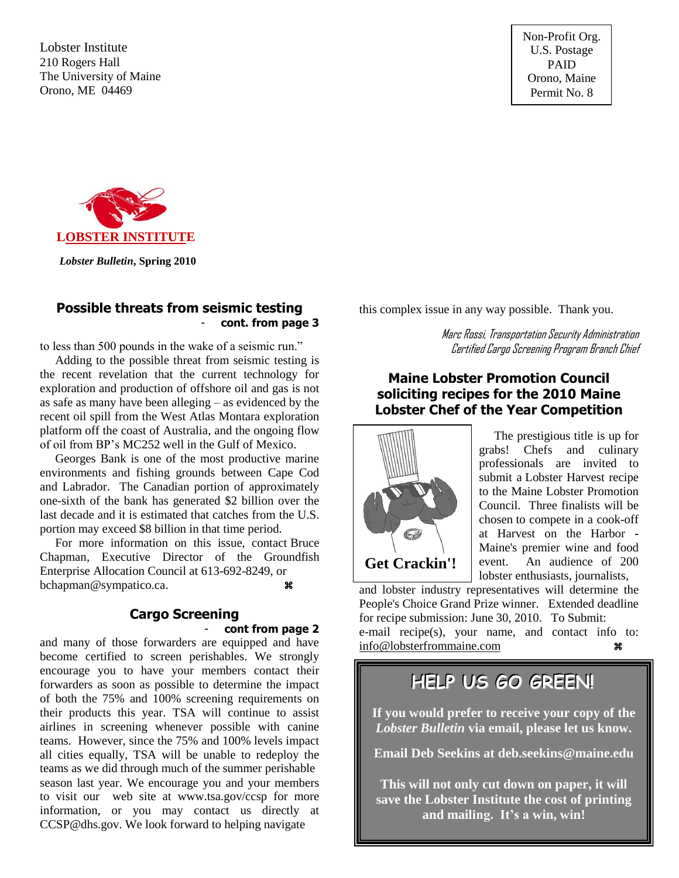Lobster Institute
210 Rogers Hall
The University of Maine
Orono, ME 04469

Non-Profit Org.
U.S. Postage
PAID
Orono, Maine
Permit No. 8

LOBSTER INSTITUTE

***Lobster Bulletin*, Spring 2010**

## Possible threats from seismic testing

**- cont. from page 3**

to less than 500 pounds in the wake of a seismic run."

Adding to the possible threat from seismic testing is the recent revelation that the current technology for exploration and production of offshore oil and gas is not as safe as many have been alleging – as evidenced by the recent oil spill from the West Atlas Montara exploration platform off the coast of Australia, and the ongoing flow of oil from BP's MC252 well in the Gulf of Mexico.

Georges Bank is one of the most productive marine environments and fishing grounds between Cape Cod and Labrador. The Canadian portion of approximately one-sixth of the bank has generated $2 billion over the last decade and it is estimated that catches from the U.S. portion may exceed $8 billion in that time period.

For more information on this issue, contact Bruce Chapman, Executive Director of the Groundfish Enterprise Allocation Council at 613-692-8249, or bchapman@sympatico.ca. ⌘

## Cargo Screening

**- cont from page 2**

and many of those forwarders are equipped and have become certified to screen perishables. We strongly encourage you to have your members contact their forwarders as soon as possible to determine the impact of both the 75% and 100% screening requirements on their products this year. TSA will continue to assist airlines in screening whenever possible with canine teams. However, since the 75% and 100% levels impact all cities equally, TSA will be unable to redeploy the teams as we did through much of the summer perishable season last year. We encourage you and your members to visit our web site at www.tsa.gov/ccsp for more information, or you may contact us directly at CCSP@dhs.gov. We look forward to helping navigate this complex issue in any way possible. Thank you.

*Marc Rossi, Transportation Security Administration*
*Certified Cargo Screening Program Branch Chief*

## Maine Lobster Promotion Council soliciting recipes for the 2010 Maine Lobster Chef of the Year Competition

**Get Crackin'!**

The prestigious title is up for grabs! Chefs and culinary professionals are invited to submit a Lobster Harvest recipe to the Maine Lobster Promotion Council. Three finalists will be chosen to compete in a cook-off at Harvest on the Harbor - Maine's premier wine and food event. An audience of 200 lobster enthusiasts, journalists, and lobster industry representatives will determine the People's Choice Grand Prize winner. Extended deadline for recipe submission: June 30, 2010. To Submit:
e-mail recipe(s), your name, and contact info to: info@lobsterfrommaine.com ⌘

## HELP US GO GREEN!

**If you would prefer to receive your copy of the *Lobster Bulletin* via email, please let us know.**

**Email Deb Seekins at deb.seekins@maine.edu**

**This will not only cut down on paper, it will save the Lobster Institute the cost of printing and mailing. It's a win, win!**